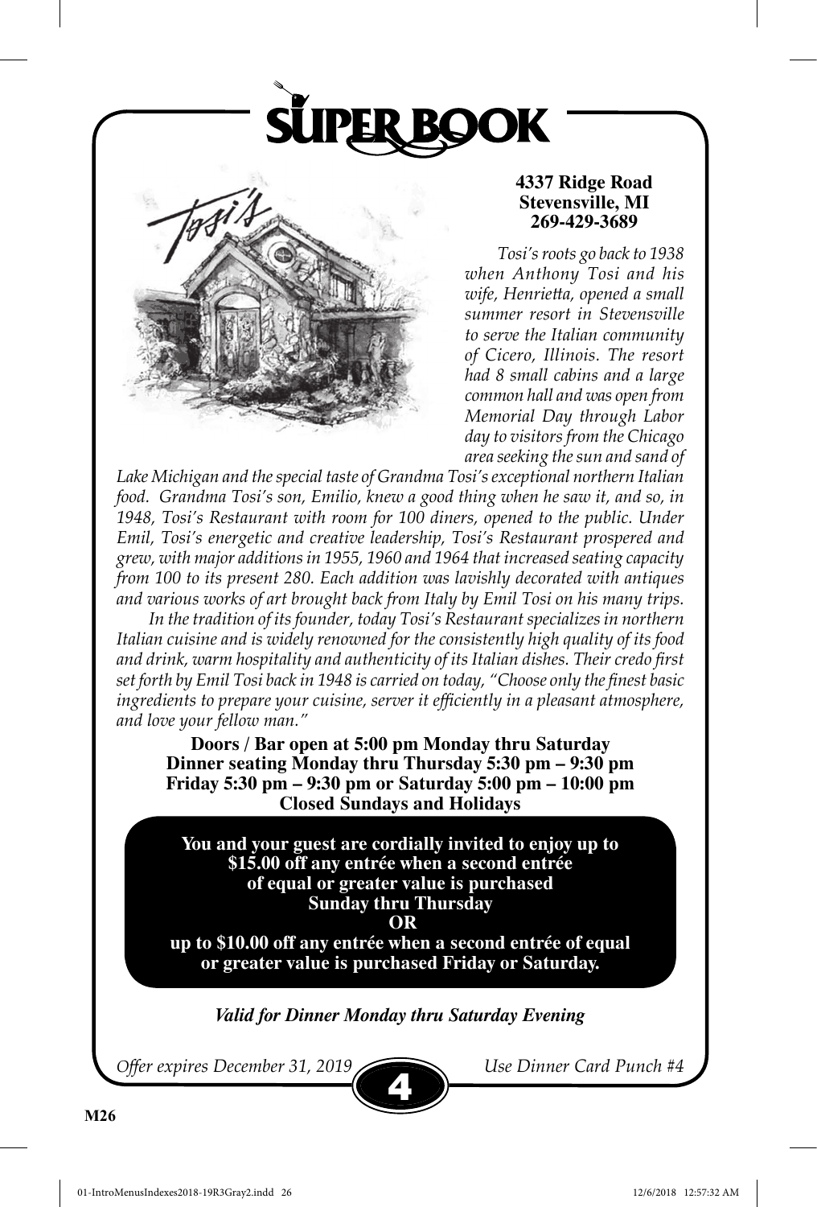# SUPER BOOK

**4337 Ridge Road**
**Stevensville, MI**
**269-429-3689**

*Tosi's roots go back to 1938 when Anthony Tosi and his wife, Henrietta, opened a small summer resort in Stevensville to serve the Italian community of Cicero, Illinois. The resort had 8 small cabins and a large common hall and was open from Memorial Day through Labor day to visitors from the Chicago area seeking the sun and sand of Lake Michigan and the special taste of Grandma Tosi's exceptional northern Italian food. Grandma Tosi's son, Emilio, knew a good thing when he saw it, and so, in 1948, Tosi's Restaurant with room for 100 diners, opened to the public. Under Emil, Tosi's energetic and creative leadership, Tosi's Restaurant prospered and grew, with major additions in 1955, 1960 and 1964 that increased seating capacity from 100 to its present 280. Each addition was lavishly decorated with antiques and various works of art brought back from Italy by Emil Tosi on his many trips.*

*In the tradition of its founder, today Tosi's Restaurant specializes in northern Italian cuisine and is widely renowned for the consistently high quality of its food and drink, warm hospitality and authenticity of its Italian dishes. Their credo first set forth by Emil Tosi back in 1948 is carried on today, "Choose only the finest basic ingredients to prepare your cuisine, server it efficiently in a pleasant atmosphere, and love your fellow man."*

**Doors / Bar open at 5:00 pm Monday thru Saturday**
**Dinner seating Monday thru Thursday 5:30 pm – 9:30 pm**
**Friday 5:30 pm – 9:30 pm or Saturday 5:00 pm – 10:00 pm**
**Closed Sundays and Holidays**

**You and your guest are cordially invited to enjoy up to $15.00 off any entrée when a second entrée of equal or greater value is purchased Sunday thru Thursday**
**OR**
**up to $10.00 off any entrée when a second entrée of equal or greater value is purchased Friday or Saturday.**

***Valid for Dinner Monday thru Saturday Evening***

*Offer expires December 31, 2019* | **4** | *Use Dinner Card Punch #4*

**M26**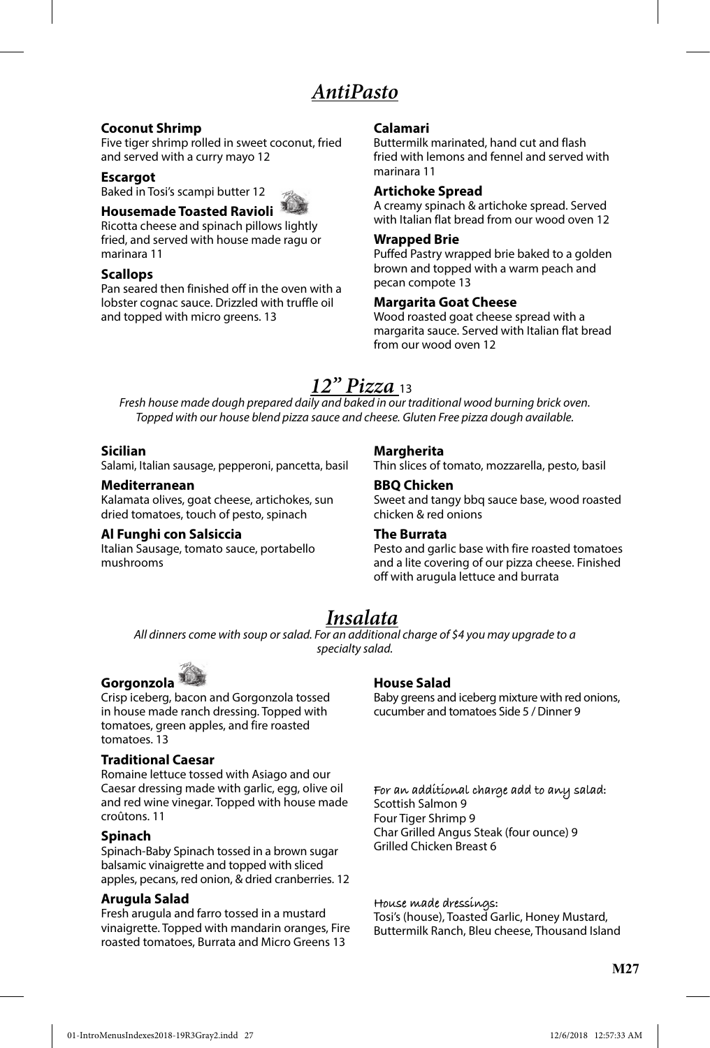# *AntiPasto*

**Coconut Shrimp**
Five tiger shrimp rolled in sweet coconut, fried and served with a curry mayo 12

**Escargot**
Baked in Tosi's scampi butter 12

**Housemade Toasted Ravioli**
Ricotta cheese and spinach pillows lightly fried, and served with house made ragu or marinara 11

**Scallops**
Pan seared then finished off in the oven with a lobster cognac sauce. Drizzled with truffle oil and topped with micro greens. 13

**Calamari**
Buttermilk marinated, hand cut and flash fried with lemons and fennel and served with marinara 11

**Artichoke Spread**
A creamy spinach & artichoke spread. Served with Italian flat bread from our wood oven 12

**Wrapped Brie**
Puffed Pastry wrapped brie baked to a golden brown and topped with a warm peach and pecan compote 13

**Margarita Goat Cheese**
Wood roasted goat cheese spread with a margarita sauce. Served with Italian flat bread from our wood oven 12

# *12" Pizza* 13

*Fresh house made dough prepared daily and baked in our traditional wood burning brick oven. Topped with our house blend pizza sauce and cheese. Gluten Free pizza dough available.*

**Sicilian**
Salami, Italian sausage, pepperoni, pancetta, basil

**Mediterranean**
Kalamata olives, goat cheese, artichokes, sun dried tomatoes, touch of pesto, spinach

**Al Funghi con Salsiccia**
Italian Sausage, tomato sauce, portabello mushrooms

**Margherita**
Thin slices of tomato, mozzarella, pesto, basil

**BBQ Chicken**
Sweet and tangy bbq sauce base, wood roasted chicken & red onions

**The Burrata**
Pesto and garlic base with fire roasted tomatoes and a lite covering of our pizza cheese. Finished off with arugula lettuce and burrata

# *Insalata*

*All dinners come with soup or salad. For an additional charge of $4 you may upgrade to a specialty salad.*

**Gorgonzola**
Crisp iceberg, bacon and Gorgonzola tossed in house made ranch dressing. Topped with tomatoes, green apples, and fire roasted tomatoes. 13

**Traditional Caesar**
Romaine lettuce tossed with Asiago and our Caesar dressing made with garlic, egg, olive oil and red wine vinegar. Topped with house made croûtons. 11

**Spinach**
Spinach-Baby Spinach tossed in a brown sugar balsamic vinaigrette and topped with sliced apples, pecans, red onion, & dried cranberries. 12

**Arugula Salad**
Fresh arugula and farro tossed in a mustard vinaigrette. Topped with mandarin oranges, Fire roasted tomatoes, Burrata and Micro Greens 13

**House Salad**
Baby greens and iceberg mixture with red onions, cucumber and tomatoes Side 5 / Dinner 9

For an additional charge add to any salad:
Scottish Salmon 9
Four Tiger Shrimp 9
Char Grilled Angus Steak (four ounce) 9
Grilled Chicken Breast 6

House made dressings:
Tosi's (house), Toasted Garlic, Honey Mustard, Buttermilk Ranch, Bleu cheese, Thousand Island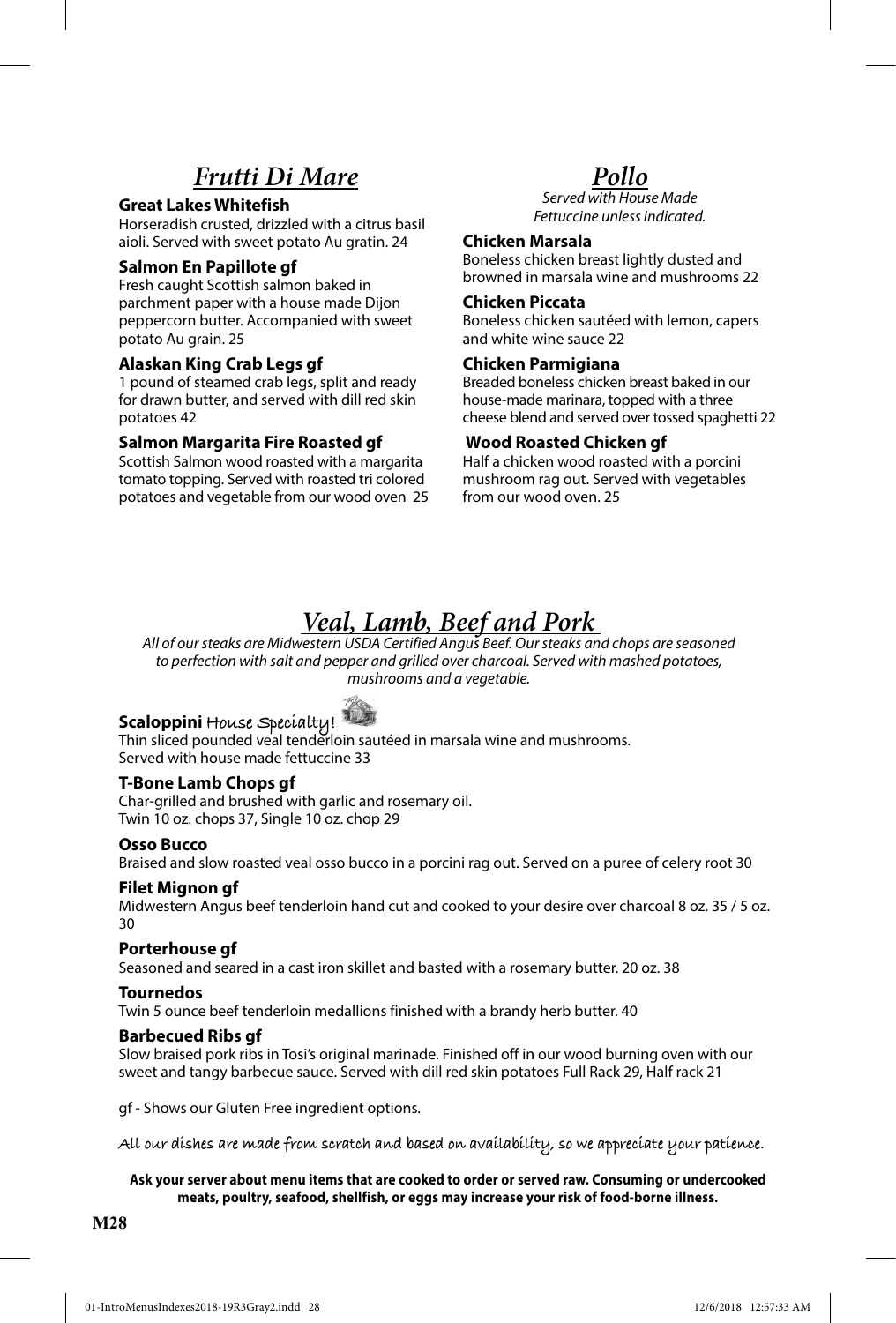## *Frutti Di Mare*

**Great Lakes Whitefish**
Horseradish crusted, drizzled with a citrus basil aioli. Served with sweet potato Au gratin. 24

**Salmon En Papillote gf**
Fresh caught Scottish salmon baked in parchment paper with a house made Dijon peppercorn butter. Accompanied with sweet potato Au grain. 25

**Alaskan King Crab Legs gf**
1 pound of steamed crab legs, split and ready for drawn butter, and served with dill red skin potatoes 42

**Salmon Margarita Fire Roasted gf**
Scottish Salmon wood roasted with a margarita tomato topping. Served with roasted tri colored potatoes and vegetable from our wood oven 25

## *Pollo*

*Served with House Made Fettuccine unless indicated.*

**Chicken Marsala**
Boneless chicken breast lightly dusted and browned in marsala wine and mushrooms 22

**Chicken Piccata**
Boneless chicken sautéed with lemon, capers and white wine sauce 22

**Chicken Parmigiana**
Breaded boneless chicken breast baked in our house-made marinara, topped with a three cheese blend and served over tossed spaghetti 22

**Wood Roasted Chicken gf**
Half a chicken wood roasted with a porcini mushroom rag out. Served with vegetables from our wood oven. 25

## *Veal, Lamb, Beef and Pork*

*All of our steaks are Midwestern USDA Certified Angus Beef. Our steaks and chops are seasoned to perfection with salt and pepper and grilled over charcoal. Served with mashed potatoes, mushrooms and a vegetable.*

**Scaloppini** House Specialty!
Thin sliced pounded veal tenderloin sautéed in marsala wine and mushrooms. Served with house made fettuccine 33

**T-Bone Lamb Chops gf**
Char-grilled and brushed with garlic and rosemary oil. Twin 10 oz. chops 37, Single 10 oz. chop 29

**Osso Bucco**
Braised and slow roasted veal osso bucco in a porcini rag out. Served on a puree of celery root 30

**Filet Mignon gf**
Midwestern Angus beef tenderloin hand cut and cooked to your desire over charcoal 8 oz. 35 / 5 oz. 30

**Porterhouse gf**
Seasoned and seared in a cast iron skillet and basted with a rosemary butter. 20 oz. 38

**Tournedos**
Twin 5 ounce beef tenderloin medallions finished with a brandy herb butter. 40

**Barbecued Ribs gf**
Slow braised pork ribs in Tosi's original marinade. Finished off in our wood burning oven with our sweet and tangy barbecue sauce. Served with dill red skin potatoes Full Rack 29, Half rack 21

gf - Shows our Gluten Free ingredient options.

All our dishes are made from scratch and based on availability, so we appreciate your patience.

**Ask your server about menu items that are cooked to order or served raw. Consuming or undercooked meats, poultry, seafood, shellfish, or eggs may increase your risk of food-borne illness.**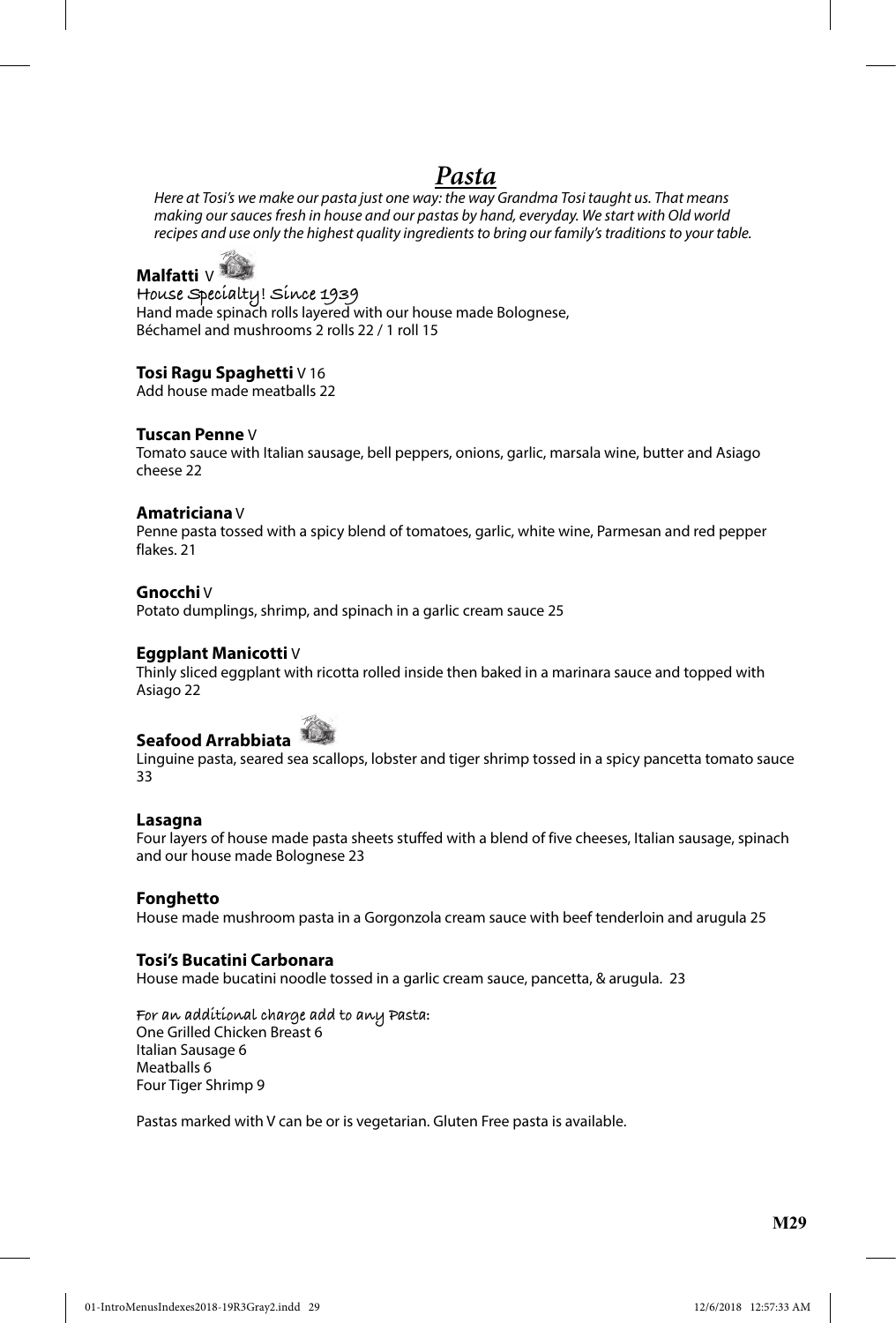# *Pasta*

*Here at Tosi's we make our pasta just one way: the way Grandma Tosi taught us. That means making our sauces fresh in house and our pastas by hand, everyday. We start with Old world recipes and use only the highest quality ingredients to bring our family's traditions to your table.*

**Malfatti** V

House Specialty! Since 1939

Hand made spinach rolls layered with our house made Bolognese, Béchamel and mushrooms 2 rolls 22 / 1 roll 15

**Tosi Ragu Spaghetti** V 16

Add house made meatballs 22

**Tuscan Penne** V

Tomato sauce with Italian sausage, bell peppers, onions, garlic, marsala wine, butter and Asiago cheese 22

**Amatriciana** V

Penne pasta tossed with a spicy blend of tomatoes, garlic, white wine, Parmesan and red pepper flakes. 21

**Gnocchi** V

Potato dumplings, shrimp, and spinach in a garlic cream sauce 25

**Eggplant Manicotti** V

Thinly sliced eggplant with ricotta rolled inside then baked in a marinara sauce and topped with Asiago 22

**Seafood Arrabbiata**

Linguine pasta, seared sea scallops, lobster and tiger shrimp tossed in a spicy pancetta tomato sauce 33

**Lasagna**

Four layers of house made pasta sheets stuffed with a blend of five cheeses, Italian sausage, spinach and our house made Bolognese 23

**Fonghetto**

House made mushroom pasta in a Gorgonzola cream sauce with beef tenderloin and arugula 25

**Tosi's Bucatini Carbonara**

House made bucatini noodle tossed in a garlic cream sauce, pancetta, & arugula. 23

For an additional charge add to any Pasta:

One Grilled Chicken Breast 6
Italian Sausage 6
Meatballs 6
Four Tiger Shrimp 9

Pastas marked with V can be or is vegetarian. Gluten Free pasta is available.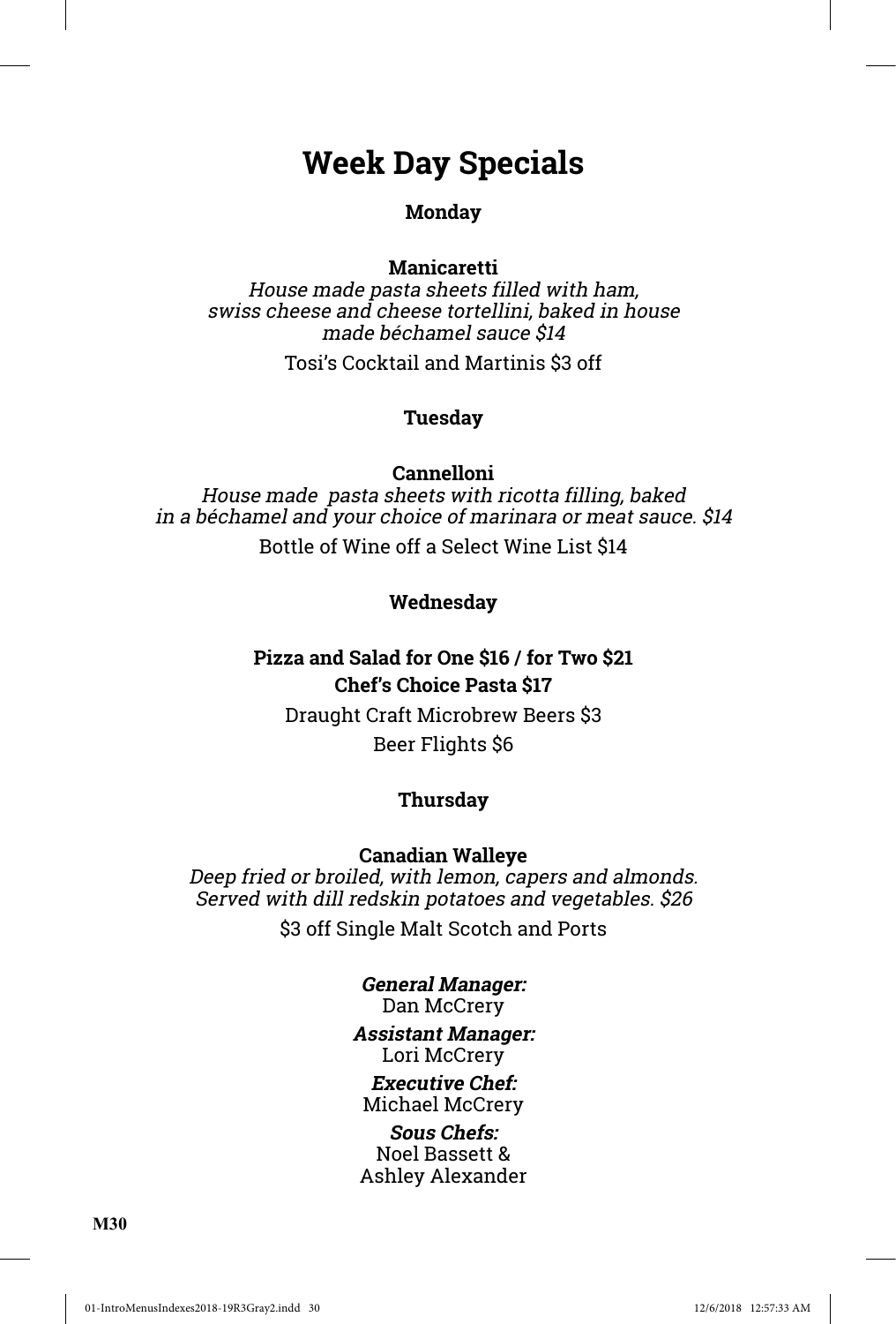# Week Day Specials

## Monday

**Manicaretti**
*House made pasta sheets filled with ham, swiss cheese and cheese tortellini, baked in house made béchamel sauce $14*

Tosi's Cocktail and Martinis $3 off

## Tuesday

**Cannelloni**
*House made pasta sheets with ricotta filling, baked in a béchamel and your choice of marinara or meat sauce. $14*

Bottle of Wine off a Select Wine List $14

## Wednesday

**Pizza and Salad for One $16 / for Two $21**

**Chef's Choice Pasta $17**

Draught Craft Microbrew Beers $3

Beer Flights $6

## Thursday

**Canadian Walleye**
*Deep fried or broiled, with lemon, capers and almonds. Served with dill redskin potatoes and vegetables. $26*

$3 off Single Malt Scotch and Ports

***General Manager:***
Dan McCrery

***Assistant Manager:***
Lori McCrery

***Executive Chef:***
Michael McCrery

***Sous Chefs:***
Noel Bassett &
Ashley Alexander